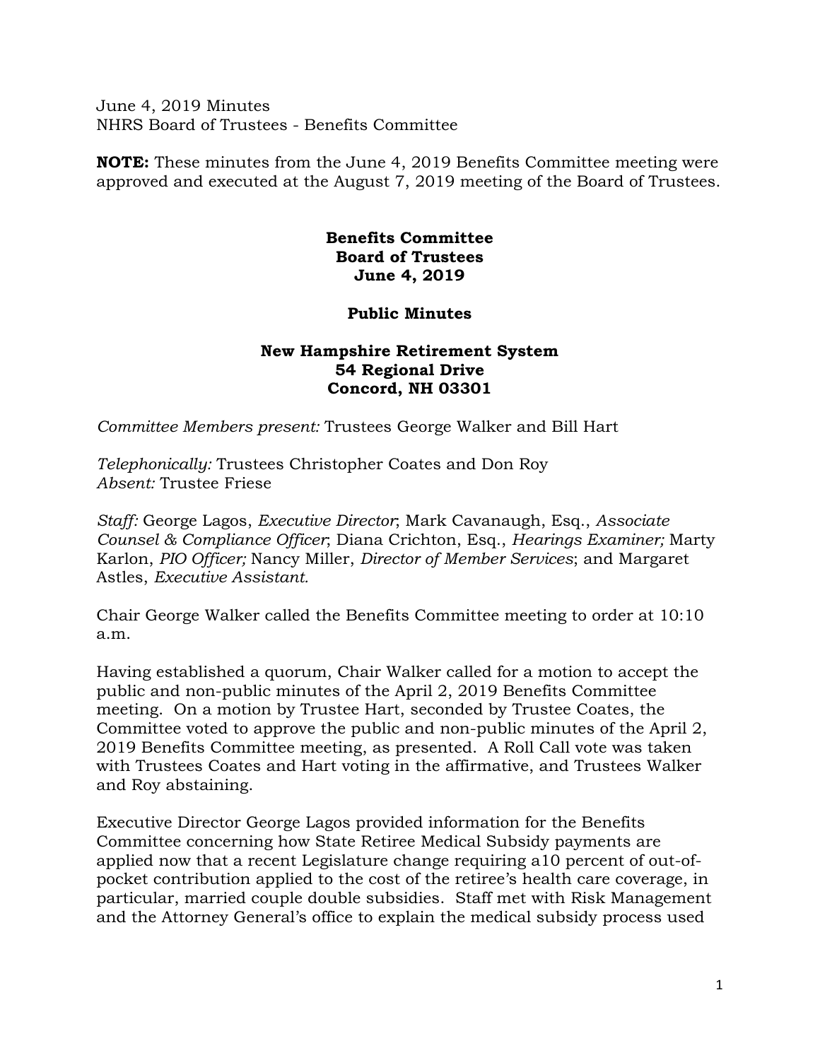June 4, 2019 Minutes
NHRS Board of Trustees - Benefits Committee

**NOTE:** These minutes from the June 4, 2019 Benefits Committee meeting were approved and executed at the August 7, 2019 meeting of the Board of Trustees.

**Benefits Committee**
**Board of Trustees**
**June 4, 2019**

**Public Minutes**

**New Hampshire Retirement System**
**54 Regional Drive**
**Concord, NH 03301**

*Committee Members present:* Trustees George Walker and Bill Hart

*Telephonically:* Trustees Christopher Coates and Don Roy
*Absent:* Trustee Friese

*Staff:* George Lagos, *Executive Director*; Mark Cavanaugh, Esq., *Associate Counsel & Compliance Officer*; Diana Crichton, Esq., *Hearings Examiner;* Marty Karlon, *PIO Officer;* Nancy Miller, *Director of Member Services*; and Margaret Astles, *Executive Assistant.*

Chair George Walker called the Benefits Committee meeting to order at 10:10 a.m.

Having established a quorum, Chair Walker called for a motion to accept the public and non-public minutes of the April 2, 2019 Benefits Committee meeting. On a motion by Trustee Hart, seconded by Trustee Coates, the Committee voted to approve the public and non-public minutes of the April 2, 2019 Benefits Committee meeting, as presented. A Roll Call vote was taken with Trustees Coates and Hart voting in the affirmative, and Trustees Walker and Roy abstaining.

Executive Director George Lagos provided information for the Benefits Committee concerning how State Retiree Medical Subsidy payments are applied now that a recent Legislature change requiring a10 percent of out-of-pocket contribution applied to the cost of the retiree's health care coverage, in particular, married couple double subsidies. Staff met with Risk Management and the Attorney General's office to explain the medical subsidy process used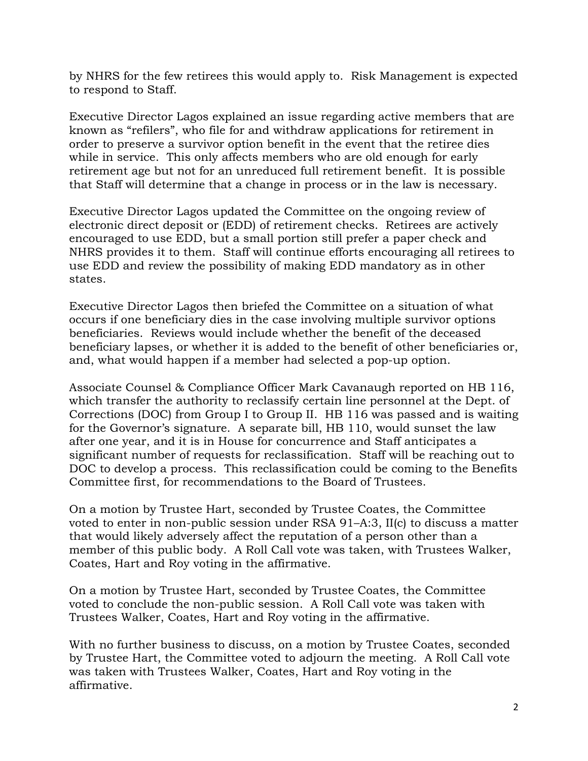by NHRS for the few retirees this would apply to. Risk Management is expected to respond to Staff.

Executive Director Lagos explained an issue regarding active members that are known as "refilers", who file for and withdraw applications for retirement in order to preserve a survivor option benefit in the event that the retiree dies while in service. This only affects members who are old enough for early retirement age but not for an unreduced full retirement benefit. It is possible that Staff will determine that a change in process or in the law is necessary.

Executive Director Lagos updated the Committee on the ongoing review of electronic direct deposit or (EDD) of retirement checks. Retirees are actively encouraged to use EDD, but a small portion still prefer a paper check and NHRS provides it to them. Staff will continue efforts encouraging all retirees to use EDD and review the possibility of making EDD mandatory as in other states.

Executive Director Lagos then briefed the Committee on a situation of what occurs if one beneficiary dies in the case involving multiple survivor options beneficiaries. Reviews would include whether the benefit of the deceased beneficiary lapses, or whether it is added to the benefit of other beneficiaries or, and, what would happen if a member had selected a pop-up option.

Associate Counsel & Compliance Officer Mark Cavanaugh reported on HB 116, which transfer the authority to reclassify certain line personnel at the Dept. of Corrections (DOC) from Group I to Group II. HB 116 was passed and is waiting for the Governor's signature. A separate bill, HB 110, would sunset the law after one year, and it is in House for concurrence and Staff anticipates a significant number of requests for reclassification. Staff will be reaching out to DOC to develop a process. This reclassification could be coming to the Benefits Committee first, for recommendations to the Board of Trustees.

On a motion by Trustee Hart, seconded by Trustee Coates, the Committee voted to enter in non-public session under RSA 91–A:3, II(c) to discuss a matter that would likely adversely affect the reputation of a person other than a member of this public body. A Roll Call vote was taken, with Trustees Walker, Coates, Hart and Roy voting in the affirmative.

On a motion by Trustee Hart, seconded by Trustee Coates, the Committee voted to conclude the non-public session. A Roll Call vote was taken with Trustees Walker, Coates, Hart and Roy voting in the affirmative.

With no further business to discuss, on a motion by Trustee Coates, seconded by Trustee Hart, the Committee voted to adjourn the meeting. A Roll Call vote was taken with Trustees Walker, Coates, Hart and Roy voting in the affirmative.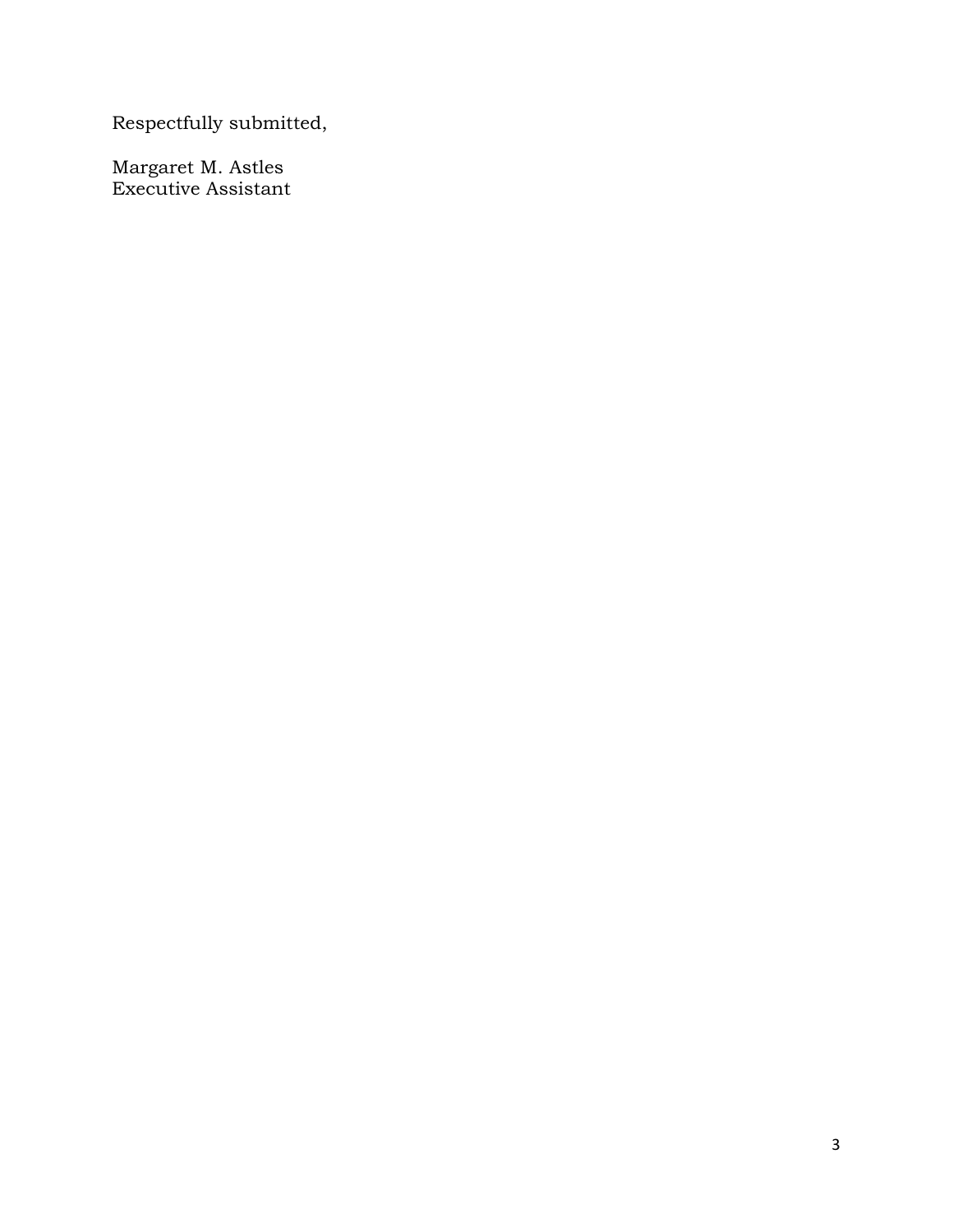Respectfully submitted,

Margaret M. Astles
Executive Assistant